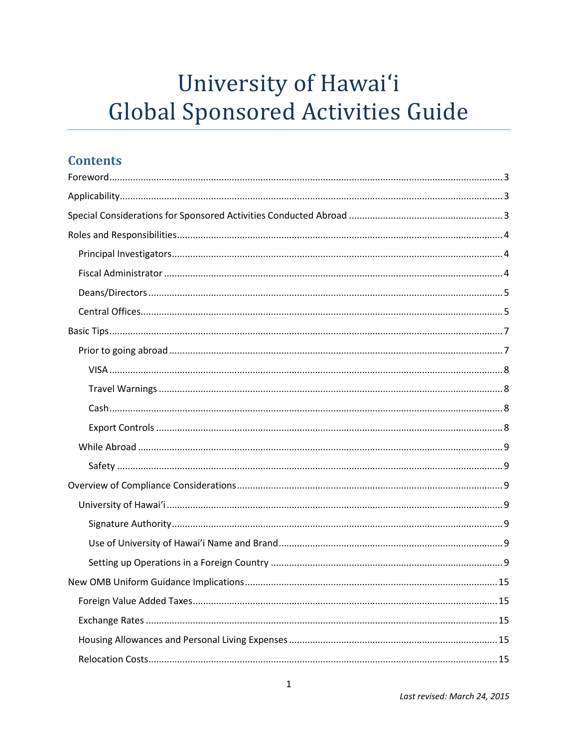# University of Hawaiʻi Global Sponsored Activities Guide

## Contents

Foreword .................................................................................................................................. 3

Applicability .............................................................................................................................. 3

Special Considerations for Sponsored Activities Conducted Abroad ......................................... 3

Roles and Responsibilities ......................................................................................................... 4

- Principal Investigators ........................................................................................................... 4
- Fiscal Administrator .............................................................................................................. 4
- Deans/Directors ..................................................................................................................... 5
- Central Offices ....................................................................................................................... 5

Basic Tips ................................................................................................................................... 7

- Prior to going abroad ............................................................................................................ 7
  - VISA .................................................................................................................................. 8
  - Travel Warnings ................................................................................................................ 8
  - Cash .................................................................................................................................. 8
  - Export Controls ................................................................................................................. 8
- While Abroad ........................................................................................................................ 9
  - Safety ................................................................................................................................ 9

Overview of Compliance Considerations ................................................................................... 9

- University of Hawaiʻi ............................................................................................................. 9
  - Signature Authority ........................................................................................................... 9
  - Use of University of Hawaiʻi Name and Brand .................................................................. 9
  - Setting up Operations in a Foreign Country ...................................................................... 9

New OMB Uniform Guidance Implications ............................................................................... 15

- Foreign Value Added Taxes ................................................................................................. 15
- Exchange Rates ................................................................................................................... 15
- Housing Allowances and Personal Living Expenses ............................................................. 15
- Relocation Costs .................................................................................................................. 15

*Last revised: March 24, 2015*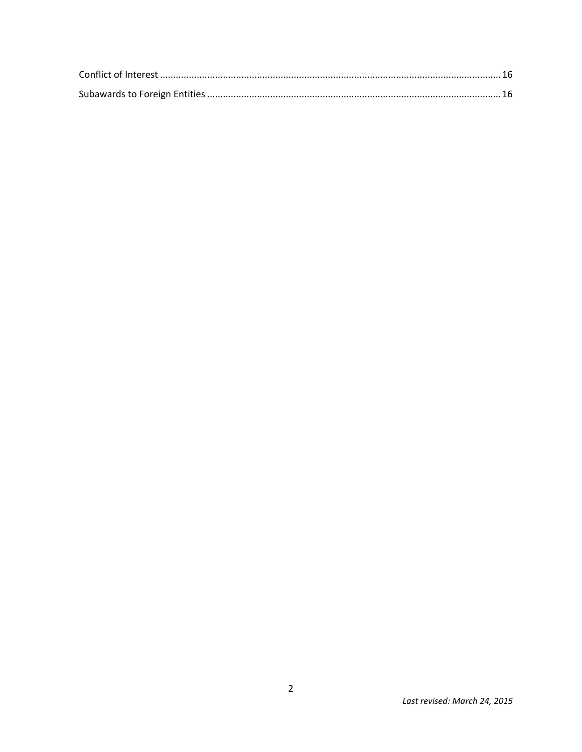Conflict of Interest ........................................................................................................................16

Subawards to Foreign Entities .........................................................................................................16

*Last revised: March 24, 2015*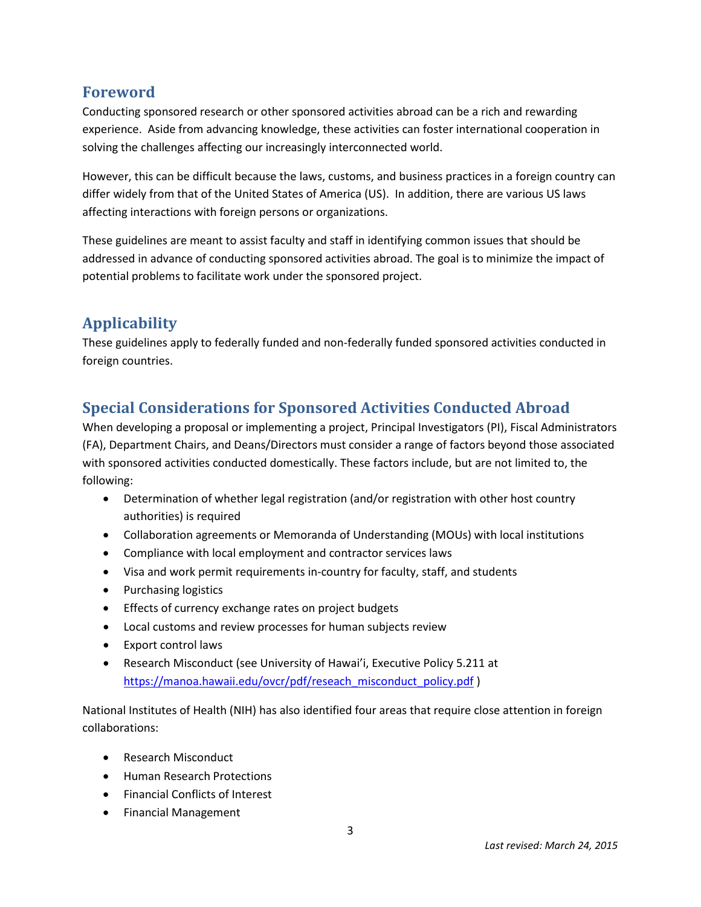## Foreword

Conducting sponsored research or other sponsored activities abroad can be a rich and rewarding experience. Aside from advancing knowledge, these activities can foster international cooperation in solving the challenges affecting our increasingly interconnected world.

However, this can be difficult because the laws, customs, and business practices in a foreign country can differ widely from that of the United States of America (US). In addition, there are various US laws affecting interactions with foreign persons or organizations.

These guidelines are meant to assist faculty and staff in identifying common issues that should be addressed in advance of conducting sponsored activities abroad. The goal is to minimize the impact of potential problems to facilitate work under the sponsored project.

## Applicability

These guidelines apply to federally funded and non-federally funded sponsored activities conducted in foreign countries.

## Special Considerations for Sponsored Activities Conducted Abroad

When developing a proposal or implementing a project, Principal Investigators (PI), Fiscal Administrators (FA), Department Chairs, and Deans/Directors must consider a range of factors beyond those associated with sponsored activities conducted domestically. These factors include, but are not limited to, the following:

- Determination of whether legal registration (and/or registration with other host country authorities) is required
- Collaboration agreements or Memoranda of Understanding (MOUs) with local institutions
- Compliance with local employment and contractor services laws
- Visa and work permit requirements in-country for faculty, staff, and students
- Purchasing logistics
- Effects of currency exchange rates on project budgets
- Local customs and review processes for human subjects review
- Export control laws
- Research Misconduct (see University of Hawai'i, Executive Policy 5.211 at https://manoa.hawaii.edu/ovcr/pdf/reseach_misconduct_policy.pdf )

National Institutes of Health (NIH) has also identified four areas that require close attention in foreign collaborations:

- Research Misconduct
- Human Research Protections
- Financial Conflicts of Interest
- Financial Management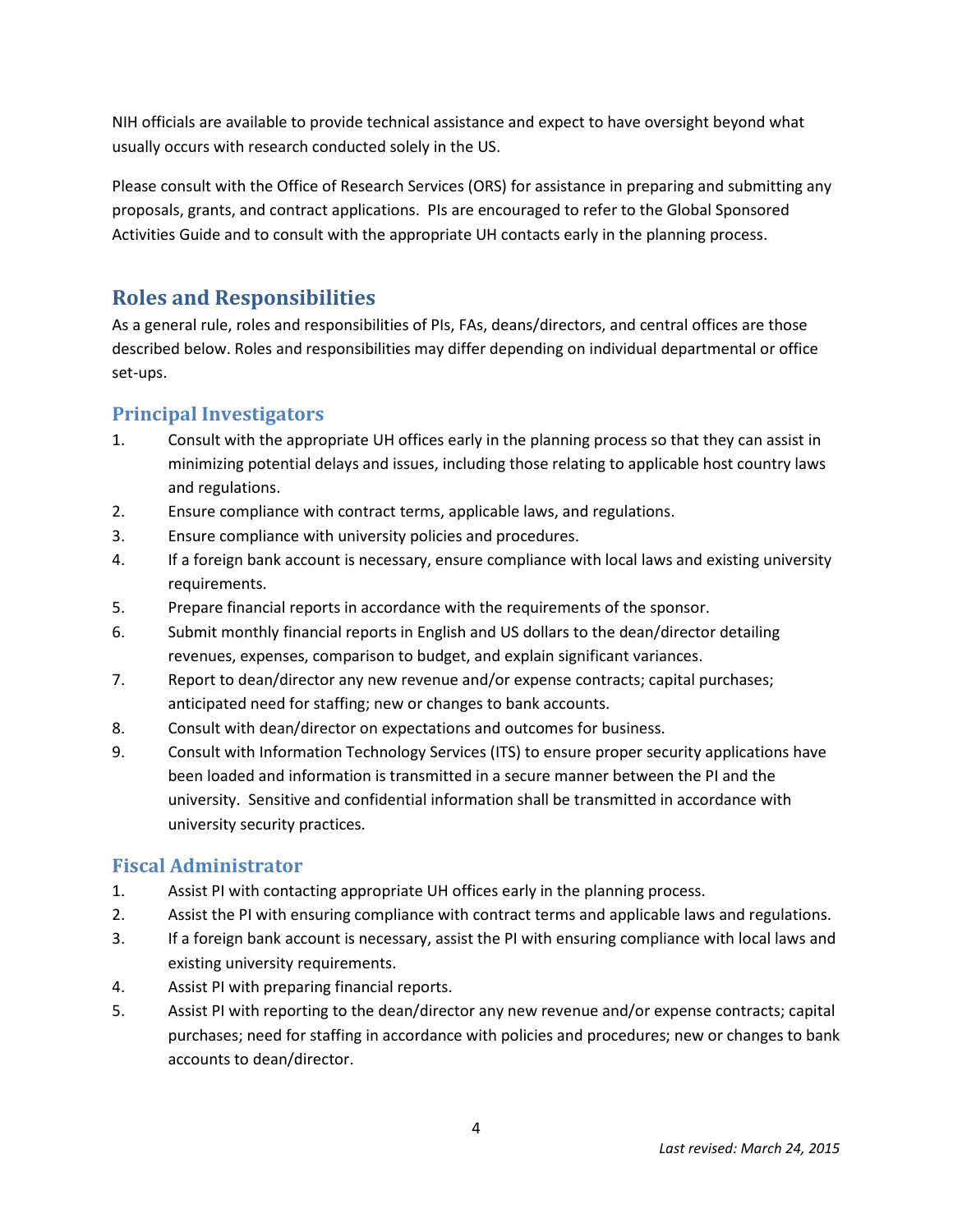NIH officials are available to provide technical assistance and expect to have oversight beyond what usually occurs with research conducted solely in the US.

Please consult with the Office of Research Services (ORS) for assistance in preparing and submitting any proposals, grants, and contract applications. PIs are encouraged to refer to the Global Sponsored Activities Guide and to consult with the appropriate UH contacts early in the planning process.

## Roles and Responsibilities

As a general rule, roles and responsibilities of PIs, FAs, deans/directors, and central offices are those described below. Roles and responsibilities may differ depending on individual departmental or office set-ups.

### Principal Investigators

1. Consult with the appropriate UH offices early in the planning process so that they can assist in minimizing potential delays and issues, including those relating to applicable host country laws and regulations.
2. Ensure compliance with contract terms, applicable laws, and regulations.
3. Ensure compliance with university policies and procedures.
4. If a foreign bank account is necessary, ensure compliance with local laws and existing university requirements.
5. Prepare financial reports in accordance with the requirements of the sponsor.
6. Submit monthly financial reports in English and US dollars to the dean/director detailing revenues, expenses, comparison to budget, and explain significant variances.
7. Report to dean/director any new revenue and/or expense contracts; capital purchases; anticipated need for staffing; new or changes to bank accounts.
8. Consult with dean/director on expectations and outcomes for business.
9. Consult with Information Technology Services (ITS) to ensure proper security applications have been loaded and information is transmitted in a secure manner between the PI and the university. Sensitive and confidential information shall be transmitted in accordance with university security practices.

### Fiscal Administrator

1. Assist PI with contacting appropriate UH offices early in the planning process.
2. Assist the PI with ensuring compliance with contract terms and applicable laws and regulations.
3. If a foreign bank account is necessary, assist the PI with ensuring compliance with local laws and existing university requirements.
4. Assist PI with preparing financial reports.
5. Assist PI with reporting to the dean/director any new revenue and/or expense contracts; capital purchases; need for staffing in accordance with policies and procedures; new or changes to bank accounts to dean/director.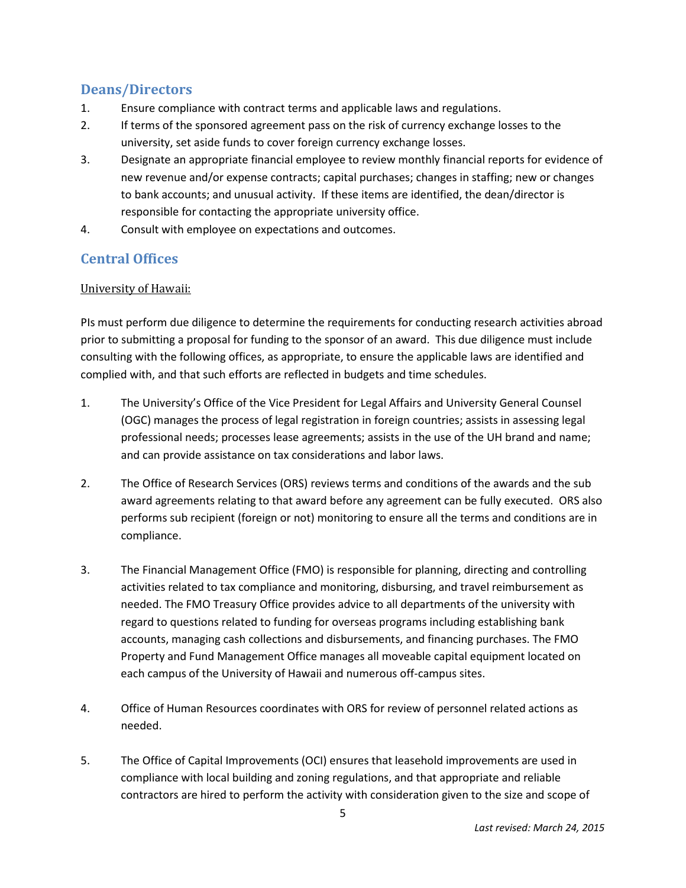## Deans/Directors

1. Ensure compliance with contract terms and applicable laws and regulations.
2. If terms of the sponsored agreement pass on the risk of currency exchange losses to the university, set aside funds to cover foreign currency exchange losses.
3. Designate an appropriate financial employee to review monthly financial reports for evidence of new revenue and/or expense contracts; capital purchases; changes in staffing; new or changes to bank accounts; and unusual activity. If these items are identified, the dean/director is responsible for contacting the appropriate university office.
4. Consult with employee on expectations and outcomes.

## Central Offices

University of Hawaii:

PIs must perform due diligence to determine the requirements for conducting research activities abroad prior to submitting a proposal for funding to the sponsor of an award. This due diligence must include consulting with the following offices, as appropriate, to ensure the applicable laws are identified and complied with, and that such efforts are reflected in budgets and time schedules.

1. The University's Office of the Vice President for Legal Affairs and University General Counsel (OGC) manages the process of legal registration in foreign countries; assists in assessing legal professional needs; processes lease agreements; assists in the use of the UH brand and name; and can provide assistance on tax considerations and labor laws.

2. The Office of Research Services (ORS) reviews terms and conditions of the awards and the sub award agreements relating to that award before any agreement can be fully executed. ORS also performs sub recipient (foreign or not) monitoring to ensure all the terms and conditions are in compliance.

3. The Financial Management Office (FMO) is responsible for planning, directing and controlling activities related to tax compliance and monitoring, disbursing, and travel reimbursement as needed. The FMO Treasury Office provides advice to all departments of the university with regard to questions related to funding for overseas programs including establishing bank accounts, managing cash collections and disbursements, and financing purchases. The FMO Property and Fund Management Office manages all moveable capital equipment located on each campus of the University of Hawaii and numerous off-campus sites.

4. Office of Human Resources coordinates with ORS for review of personnel related actions as needed.

5. The Office of Capital Improvements (OCI) ensures that leasehold improvements are used in compliance with local building and zoning regulations, and that appropriate and reliable contractors are hired to perform the activity with consideration given to the size and scope of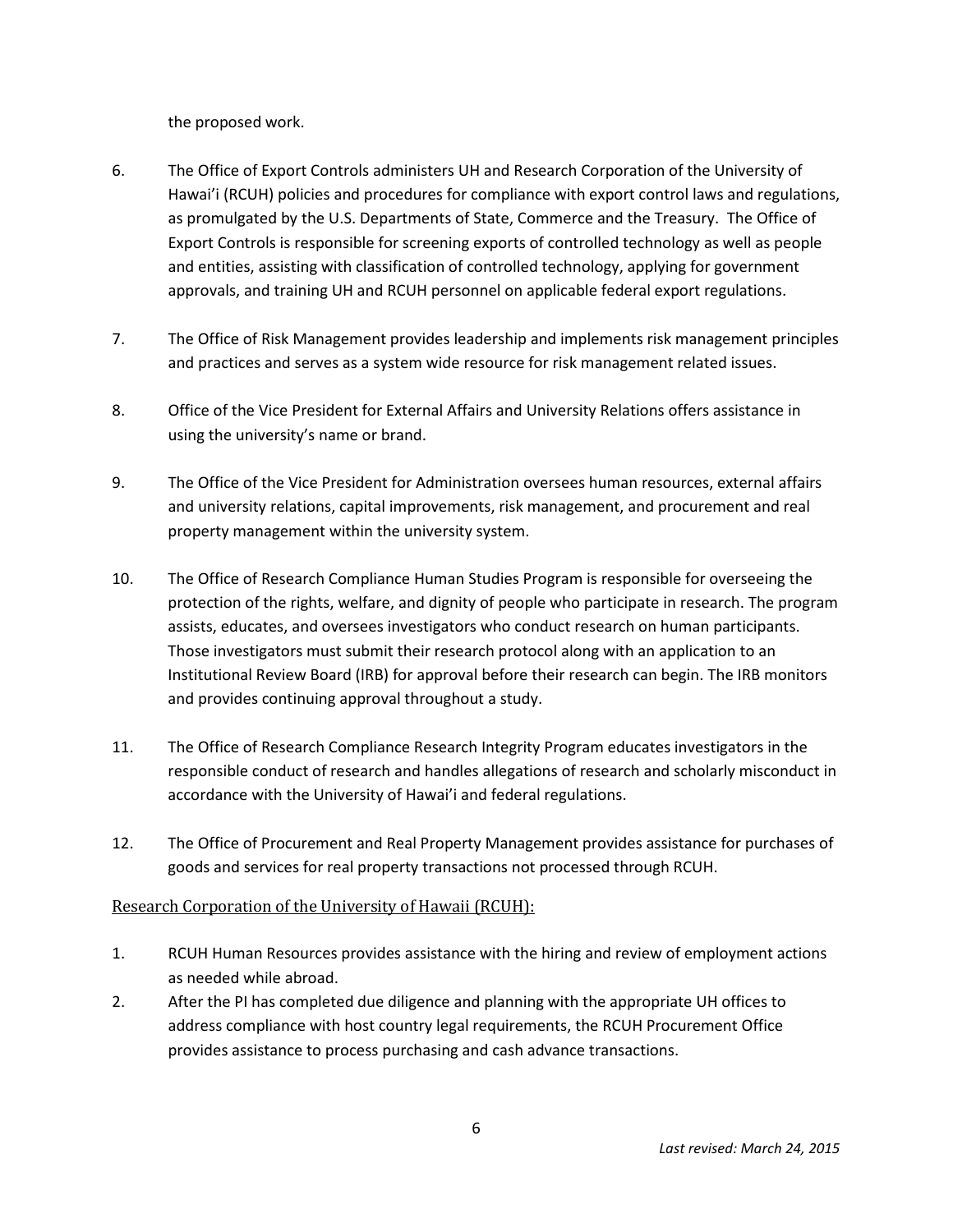the proposed work.

6. The Office of Export Controls administers UH and Research Corporation of the University of Hawai'i (RCUH) policies and procedures for compliance with export control laws and regulations, as promulgated by the U.S. Departments of State, Commerce and the Treasury. The Office of Export Controls is responsible for screening exports of controlled technology as well as people and entities, assisting with classification of controlled technology, applying for government approvals, and training UH and RCUH personnel on applicable federal export regulations.

7. The Office of Risk Management provides leadership and implements risk management principles and practices and serves as a system wide resource for risk management related issues.

8. Office of the Vice President for External Affairs and University Relations offers assistance in using the university's name or brand.

9. The Office of the Vice President for Administration oversees human resources, external affairs and university relations, capital improvements, risk management, and procurement and real property management within the university system.

10. The Office of Research Compliance Human Studies Program is responsible for overseeing the protection of the rights, welfare, and dignity of people who participate in research. The program assists, educates, and oversees investigators who conduct research on human participants. Those investigators must submit their research protocol along with an application to an Institutional Review Board (IRB) for approval before their research can begin. The IRB monitors and provides continuing approval throughout a study.

11. The Office of Research Compliance Research Integrity Program educates investigators in the responsible conduct of research and handles allegations of research and scholarly misconduct in accordance with the University of Hawai'i and federal regulations.

12. The Office of Procurement and Real Property Management provides assistance for purchases of goods and services for real property transactions not processed through RCUH.

<u>Research Corporation of the University of Hawaii (RCUH):</u>

1. RCUH Human Resources provides assistance with the hiring and review of employment actions as needed while abroad.
2. After the PI has completed due diligence and planning with the appropriate UH offices to address compliance with host country legal requirements, the RCUH Procurement Office provides assistance to process purchasing and cash advance transactions.

*Last revised: March 24, 2015*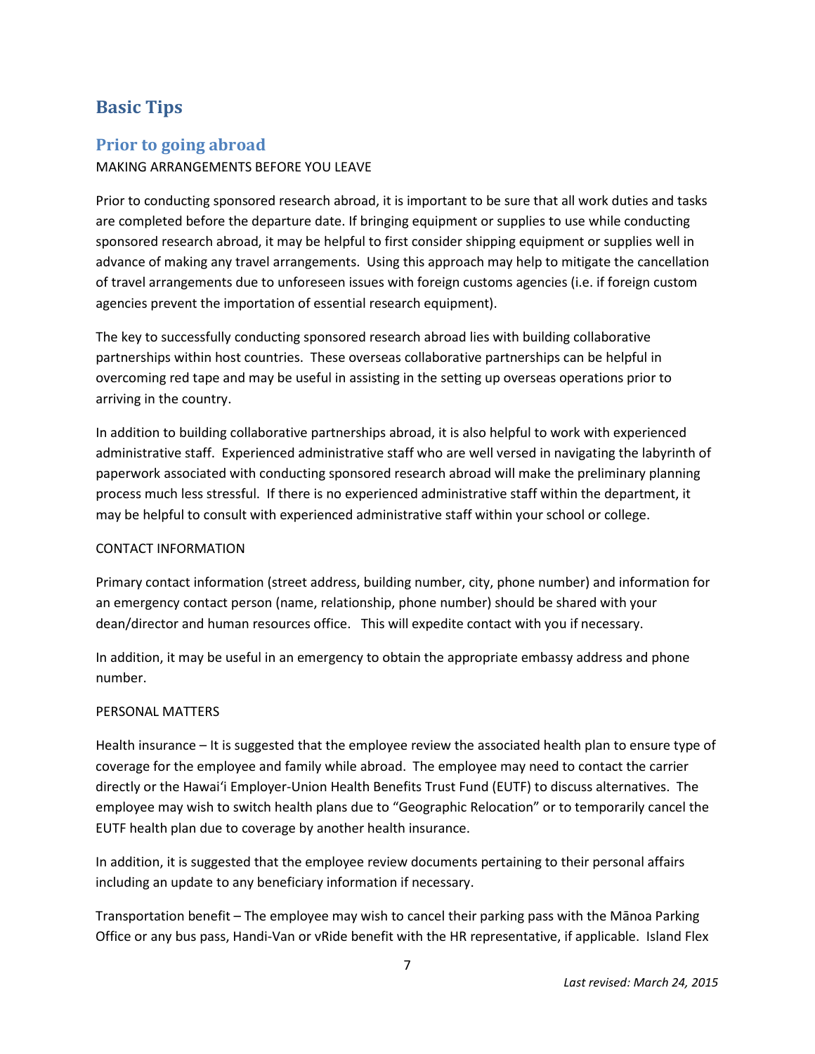## Basic Tips

### Prior to going abroad

MAKING ARRANGEMENTS BEFORE YOU LEAVE

Prior to conducting sponsored research abroad, it is important to be sure that all work duties and tasks are completed before the departure date. If bringing equipment or supplies to use while conducting sponsored research abroad, it may be helpful to first consider shipping equipment or supplies well in advance of making any travel arrangements. Using this approach may help to mitigate the cancellation of travel arrangements due to unforeseen issues with foreign customs agencies (i.e. if foreign custom agencies prevent the importation of essential research equipment).

The key to successfully conducting sponsored research abroad lies with building collaborative partnerships within host countries. These overseas collaborative partnerships can be helpful in overcoming red tape and may be useful in assisting in the setting up overseas operations prior to arriving in the country.

In addition to building collaborative partnerships abroad, it is also helpful to work with experienced administrative staff. Experienced administrative staff who are well versed in navigating the labyrinth of paperwork associated with conducting sponsored research abroad will make the preliminary planning process much less stressful. If there is no experienced administrative staff within the department, it may be helpful to consult with experienced administrative staff within your school or college.

CONTACT INFORMATION

Primary contact information (street address, building number, city, phone number) and information for an emergency contact person (name, relationship, phone number) should be shared with your dean/director and human resources office. This will expedite contact with you if necessary.

In addition, it may be useful in an emergency to obtain the appropriate embassy address and phone number.

PERSONAL MATTERS

Health insurance – It is suggested that the employee review the associated health plan to ensure type of coverage for the employee and family while abroad. The employee may need to contact the carrier directly or the Hawaiʻi Employer-Union Health Benefits Trust Fund (EUTF) to discuss alternatives. The employee may wish to switch health plans due to "Geographic Relocation" or to temporarily cancel the EUTF health plan due to coverage by another health insurance.

In addition, it is suggested that the employee review documents pertaining to their personal affairs including an update to any beneficiary information if necessary.

Transportation benefit – The employee may wish to cancel their parking pass with the Mānoa Parking Office or any bus pass, Handi-Van or vRide benefit with the HR representative, if applicable. Island Flex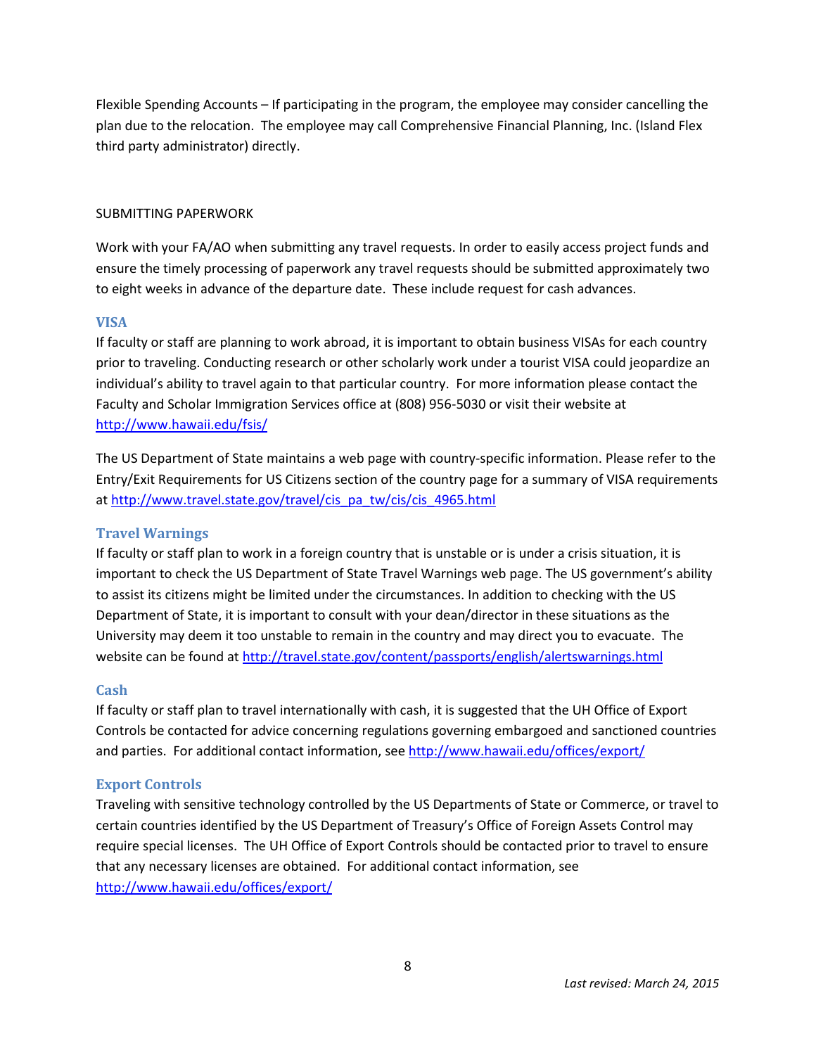Flexible Spending Accounts – If participating in the program, the employee may consider cancelling the plan due to the relocation. The employee may call Comprehensive Financial Planning, Inc. (Island Flex third party administrator) directly.

SUBMITTING PAPERWORK

Work with your FA/AO when submitting any travel requests. In order to easily access project funds and ensure the timely processing of paperwork any travel requests should be submitted approximately two to eight weeks in advance of the departure date. These include request for cash advances.

### VISA

If faculty or staff are planning to work abroad, it is important to obtain business VISAs for each country prior to traveling. Conducting research or other scholarly work under a tourist VISA could jeopardize an individual's ability to travel again to that particular country. For more information please contact the Faculty and Scholar Immigration Services office at (808) 956-5030 or visit their website at http://www.hawaii.edu/fsis/

The US Department of State maintains a web page with country-specific information. Please refer to the Entry/Exit Requirements for US Citizens section of the country page for a summary of VISA requirements at http://www.travel.state.gov/travel/cis_pa_tw/cis/cis_4965.html

### Travel Warnings

If faculty or staff plan to work in a foreign country that is unstable or is under a crisis situation, it is important to check the US Department of State Travel Warnings web page. The US government's ability to assist its citizens might be limited under the circumstances. In addition to checking with the US Department of State, it is important to consult with your dean/director in these situations as the University may deem it too unstable to remain in the country and may direct you to evacuate. The website can be found at http://travel.state.gov/content/passports/english/alertswarnings.html

### Cash

If faculty or staff plan to travel internationally with cash, it is suggested that the UH Office of Export Controls be contacted for advice concerning regulations governing embargoed and sanctioned countries and parties. For additional contact information, see http://www.hawaii.edu/offices/export/

### Export Controls

Traveling with sensitive technology controlled by the US Departments of State or Commerce, or travel to certain countries identified by the US Department of Treasury's Office of Foreign Assets Control may require special licenses. The UH Office of Export Controls should be contacted prior to travel to ensure that any necessary licenses are obtained. For additional contact information, see http://www.hawaii.edu/offices/export/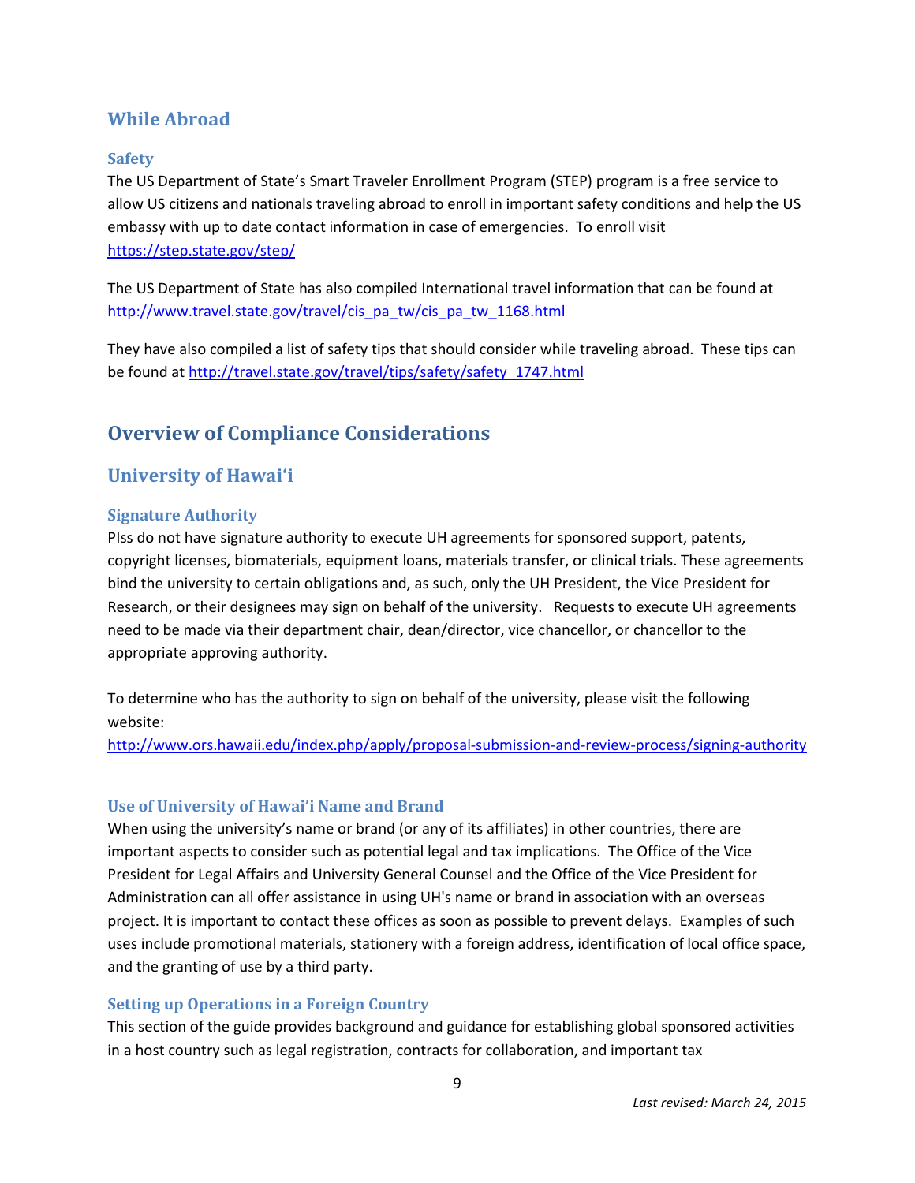## While Abroad

### Safety

The US Department of State's Smart Traveler Enrollment Program (STEP) program is a free service to allow US citizens and nationals traveling abroad to enroll in important safety conditions and help the US embassy with up to date contact information in case of emergencies. To enroll visit https://step.state.gov/step/

The US Department of State has also compiled International travel information that can be found at http://www.travel.state.gov/travel/cis_pa_tw/cis_pa_tw_1168.html

They have also compiled a list of safety tips that should consider while traveling abroad. These tips can be found at http://travel.state.gov/travel/tips/safety/safety_1747.html

## Overview of Compliance Considerations

## University of Hawai'i

### Signature Authority

PIss do not have signature authority to execute UH agreements for sponsored support, patents, copyright licenses, biomaterials, equipment loans, materials transfer, or clinical trials. These agreements bind the university to certain obligations and, as such, only the UH President, the Vice President for Research, or their designees may sign on behalf of the university. Requests to execute UH agreements need to be made via their department chair, dean/director, vice chancellor, or chancellor to the appropriate approving authority.

To determine who has the authority to sign on behalf of the university, please visit the following website:
http://www.ors.hawaii.edu/index.php/apply/proposal-submission-and-review-process/signing-authority

### Use of University of Hawai'i Name and Brand

When using the university's name or brand (or any of its affiliates) in other countries, there are important aspects to consider such as potential legal and tax implications. The Office of the Vice President for Legal Affairs and University General Counsel and the Office of the Vice President for Administration can all offer assistance in using UH's name or brand in association with an overseas project. It is important to contact these offices as soon as possible to prevent delays. Examples of such uses include promotional materials, stationery with a foreign address, identification of local office space, and the granting of use by a third party.

### Setting up Operations in a Foreign Country

This section of the guide provides background and guidance for establishing global sponsored activities in a host country such as legal registration, contracts for collaboration, and important tax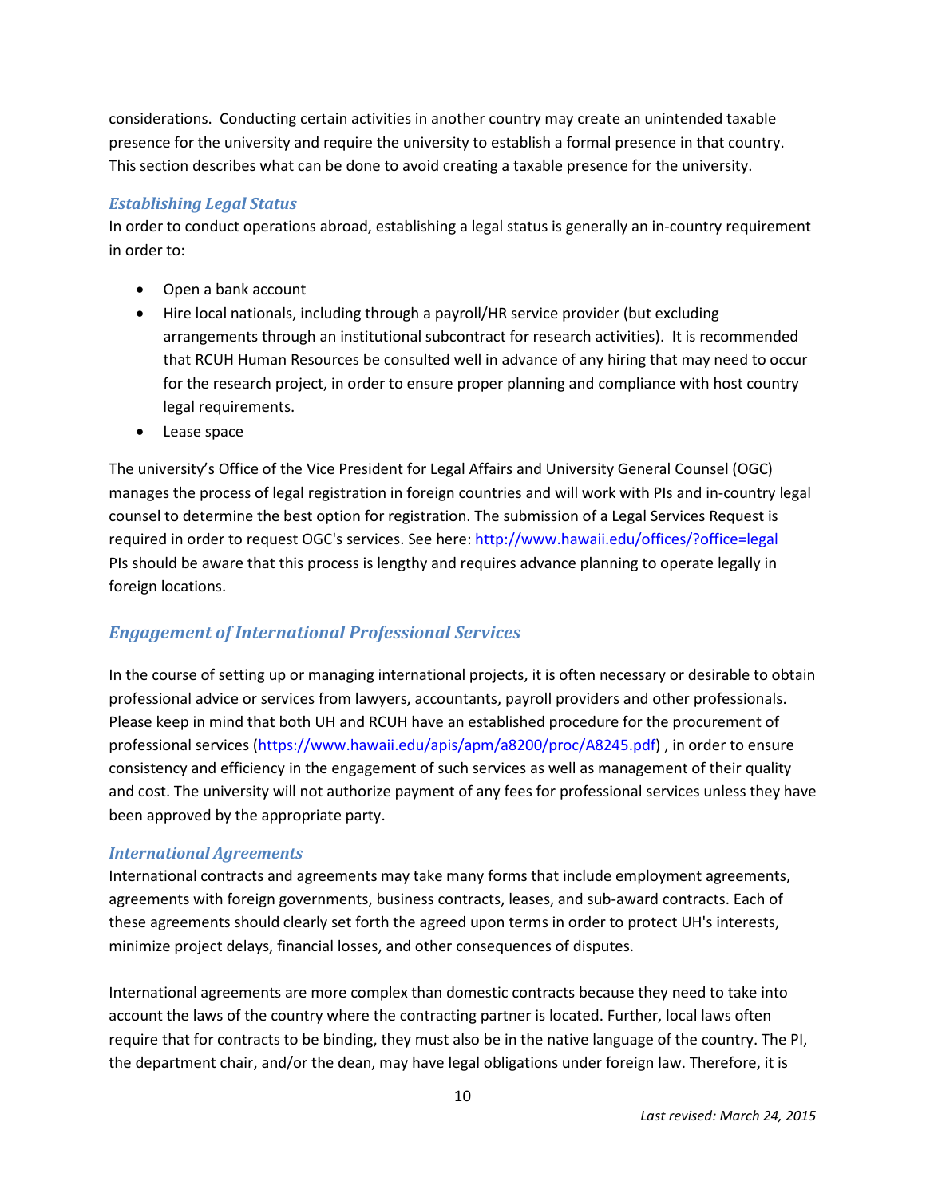considerations. Conducting certain activities in another country may create an unintended taxable presence for the university and require the university to establish a formal presence in that country. This section describes what can be done to avoid creating a taxable presence for the university.

### *Establishing Legal Status*

In order to conduct operations abroad, establishing a legal status is generally an in-country requirement in order to:

- Open a bank account
- Hire local nationals, including through a payroll/HR service provider (but excluding arrangements through an institutional subcontract for research activities). It is recommended that RCUH Human Resources be consulted well in advance of any hiring that may need to occur for the research project, in order to ensure proper planning and compliance with host country legal requirements.
- Lease space

The university's Office of the Vice President for Legal Affairs and University General Counsel (OGC) manages the process of legal registration in foreign countries and will work with PIs and in-country legal counsel to determine the best option for registration. The submission of a Legal Services Request is required in order to request OGC's services. See here: [http://www.hawaii.edu/offices/?office=legal](http://www.hawaii.edu/offices/?office=legal) PIs should be aware that this process is lengthy and requires advance planning to operate legally in foreign locations.

## *Engagement of International Professional Services*

In the course of setting up or managing international projects, it is often necessary or desirable to obtain professional advice or services from lawyers, accountants, payroll providers and other professionals. Please keep in mind that both UH and RCUH have an established procedure for the procurement of professional services ([https://www.hawaii.edu/apis/apm/a8200/proc/A8245.pdf](https://www.hawaii.edu/apis/apm/a8200/proc/A8245.pdf)) , in order to ensure consistency and efficiency in the engagement of such services as well as management of their quality and cost. The university will not authorize payment of any fees for professional services unless they have been approved by the appropriate party.

### *International Agreements*

International contracts and agreements may take many forms that include employment agreements, agreements with foreign governments, business contracts, leases, and sub-award contracts. Each of these agreements should clearly set forth the agreed upon terms in order to protect UH's interests, minimize project delays, financial losses, and other consequences of disputes.

International agreements are more complex than domestic contracts because they need to take into account the laws of the country where the contracting partner is located. Further, local laws often require that for contracts to be binding, they must also be in the native language of the country. The PI, the department chair, and/or the dean, may have legal obligations under foreign law. Therefore, it is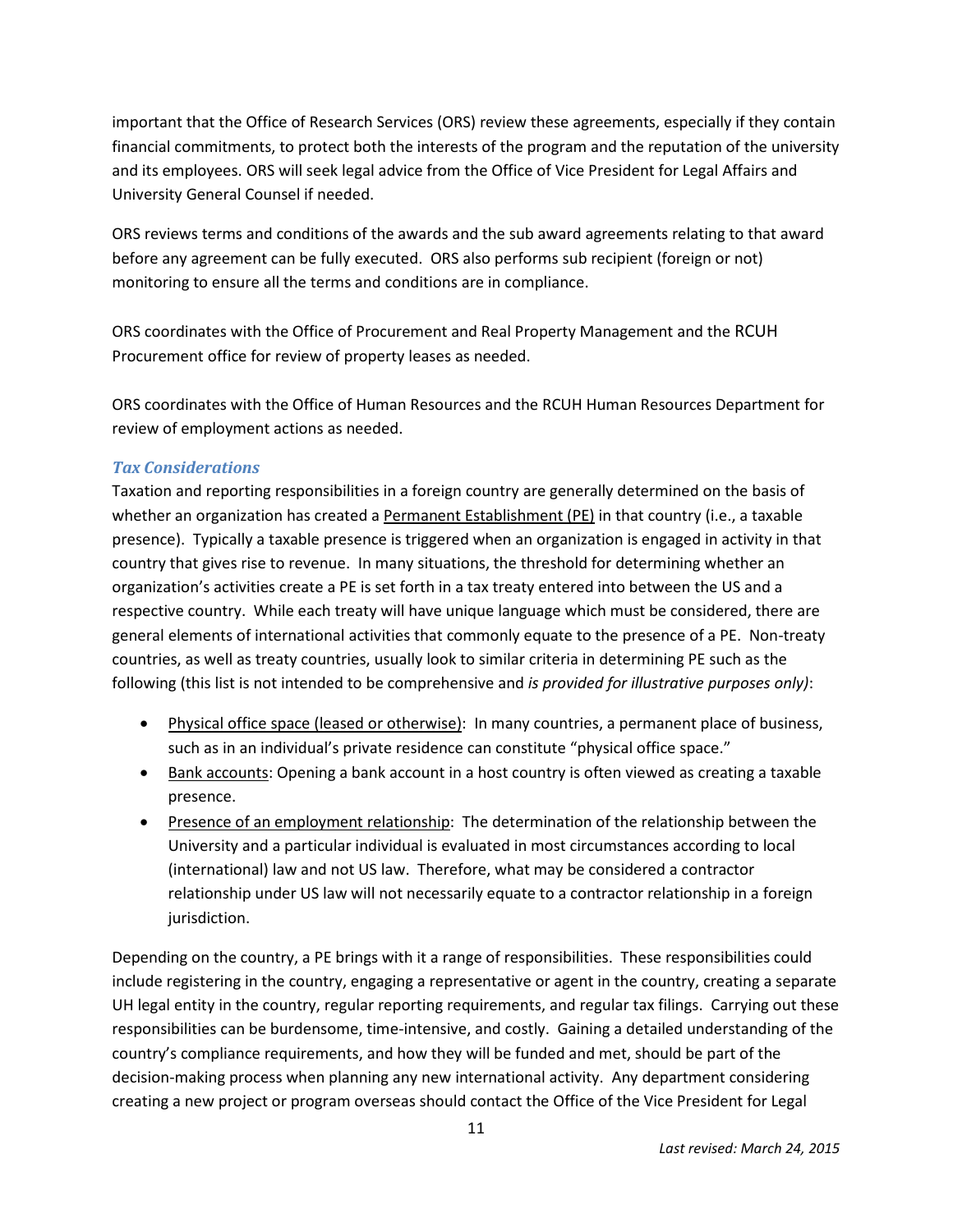important that the Office of Research Services (ORS) review these agreements, especially if they contain financial commitments, to protect both the interests of the program and the reputation of the university and its employees. ORS will seek legal advice from the Office of Vice President for Legal Affairs and University General Counsel if needed.

ORS reviews terms and conditions of the awards and the sub award agreements relating to that award before any agreement can be fully executed. ORS also performs sub recipient (foreign or not) monitoring to ensure all the terms and conditions are in compliance.

ORS coordinates with the Office of Procurement and Real Property Management and the RCUH Procurement office for review of property leases as needed.

ORS coordinates with the Office of Human Resources and the RCUH Human Resources Department for review of employment actions as needed.

### *Tax Considerations*

Taxation and reporting responsibilities in a foreign country are generally determined on the basis of whether an organization has created a Permanent Establishment (PE) in that country (i.e., a taxable presence). Typically a taxable presence is triggered when an organization is engaged in activity in that country that gives rise to revenue. In many situations, the threshold for determining whether an organization's activities create a PE is set forth in a tax treaty entered into between the US and a respective country. While each treaty will have unique language which must be considered, there are general elements of international activities that commonly equate to the presence of a PE. Non-treaty countries, as well as treaty countries, usually look to similar criteria in determining PE such as the following (this list is not intended to be comprehensive and *is provided for illustrative purposes only)*:

- Physical office space (leased or otherwise): In many countries, a permanent place of business, such as in an individual's private residence can constitute "physical office space."
- Bank accounts: Opening a bank account in a host country is often viewed as creating a taxable presence.
- Presence of an employment relationship: The determination of the relationship between the University and a particular individual is evaluated in most circumstances according to local (international) law and not US law. Therefore, what may be considered a contractor relationship under US law will not necessarily equate to a contractor relationship in a foreign jurisdiction.

Depending on the country, a PE brings with it a range of responsibilities. These responsibilities could include registering in the country, engaging a representative or agent in the country, creating a separate UH legal entity in the country, regular reporting requirements, and regular tax filings. Carrying out these responsibilities can be burdensome, time-intensive, and costly. Gaining a detailed understanding of the country's compliance requirements, and how they will be funded and met, should be part of the decision-making process when planning any new international activity. Any department considering creating a new project or program overseas should contact the Office of the Vice President for Legal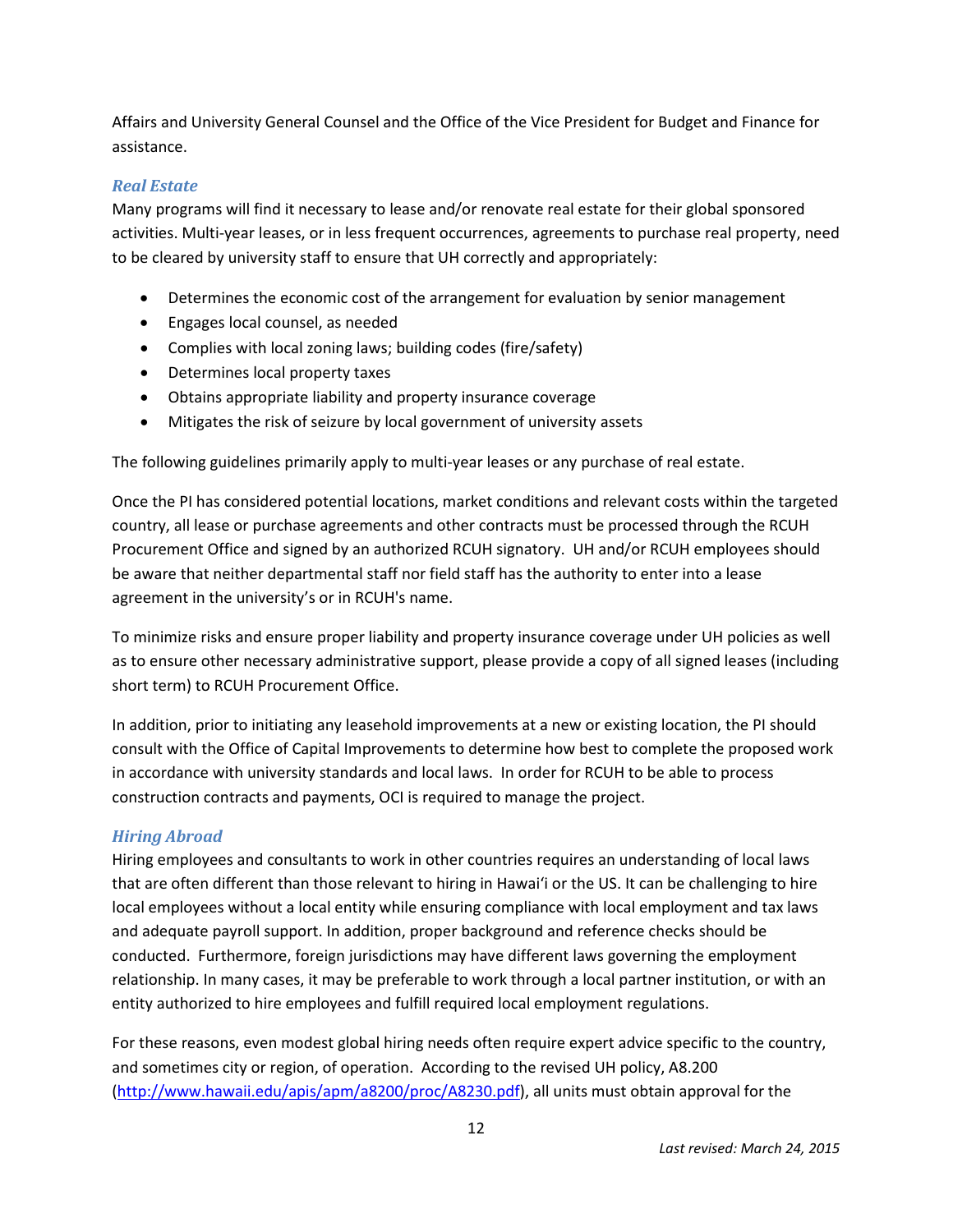Affairs and University General Counsel and the Office of the Vice President for Budget and Finance for assistance.

### *Real Estate*

Many programs will find it necessary to lease and/or renovate real estate for their global sponsored activities. Multi-year leases, or in less frequent occurrences, agreements to purchase real property, need to be cleared by university staff to ensure that UH correctly and appropriately:

- Determines the economic cost of the arrangement for evaluation by senior management
- Engages local counsel, as needed
- Complies with local zoning laws; building codes (fire/safety)
- Determines local property taxes
- Obtains appropriate liability and property insurance coverage
- Mitigates the risk of seizure by local government of university assets

The following guidelines primarily apply to multi-year leases or any purchase of real estate.

Once the PI has considered potential locations, market conditions and relevant costs within the targeted country, all lease or purchase agreements and other contracts must be processed through the RCUH Procurement Office and signed by an authorized RCUH signatory. UH and/or RCUH employees should be aware that neither departmental staff nor field staff has the authority to enter into a lease agreement in the university's or in RCUH's name.

To minimize risks and ensure proper liability and property insurance coverage under UH policies as well as to ensure other necessary administrative support, please provide a copy of all signed leases (including short term) to RCUH Procurement Office.

In addition, prior to initiating any leasehold improvements at a new or existing location, the PI should consult with the Office of Capital Improvements to determine how best to complete the proposed work in accordance with university standards and local laws. In order for RCUH to be able to process construction contracts and payments, OCI is required to manage the project.

### *Hiring Abroad*

Hiring employees and consultants to work in other countries requires an understanding of local laws that are often different than those relevant to hiring in Hawaiʻi or the US. It can be challenging to hire local employees without a local entity while ensuring compliance with local employment and tax laws and adequate payroll support. In addition, proper background and reference checks should be conducted. Furthermore, foreign jurisdictions may have different laws governing the employment relationship. In many cases, it may be preferable to work through a local partner institution, or with an entity authorized to hire employees and fulfill required local employment regulations.

For these reasons, even modest global hiring needs often require expert advice specific to the country, and sometimes city or region, of operation. According to the revised UH policy, A8.200 ([http://www.hawaii.edu/apis/apm/a8200/proc/A8230.pdf](http://www.hawaii.edu/apis/apm/a8200/proc/A8230.pdf)), all units must obtain approval for the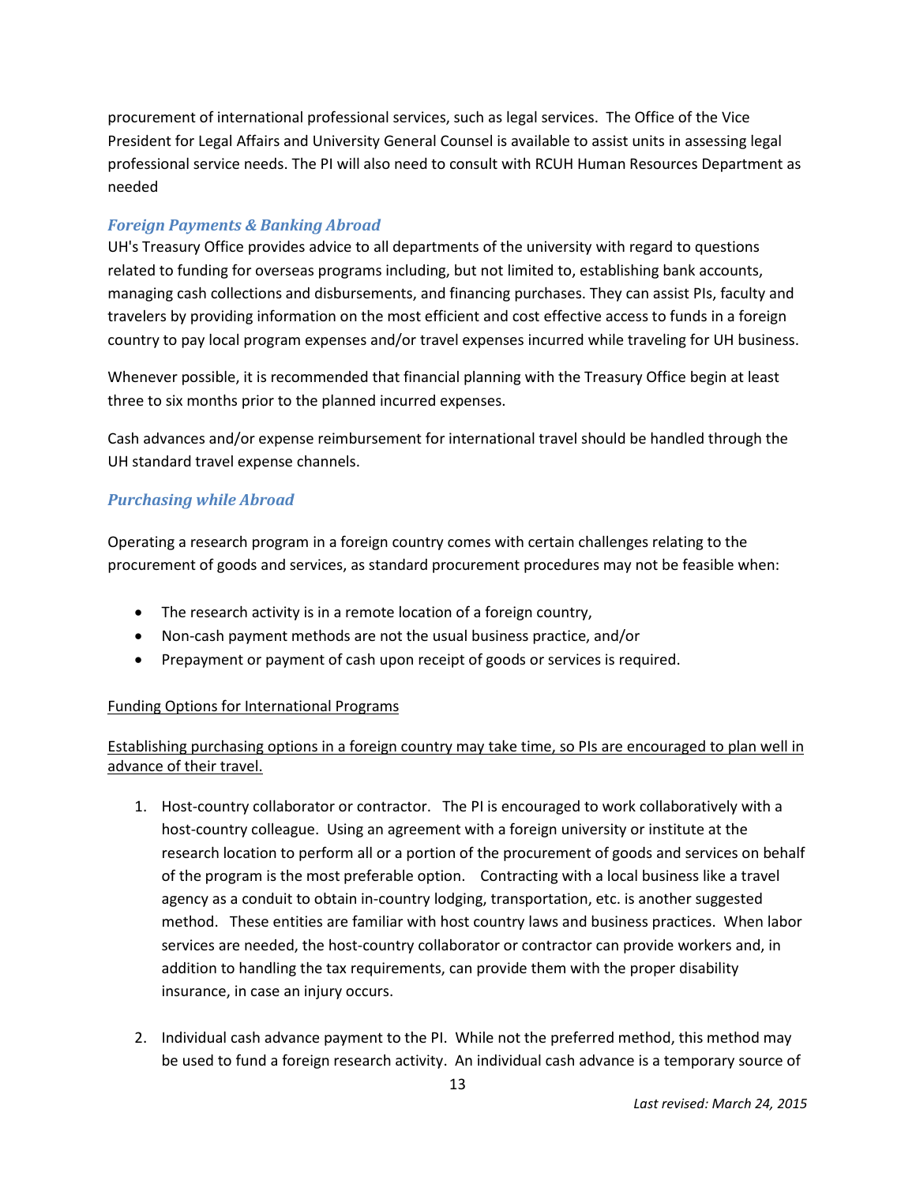procurement of international professional services, such as legal services. The Office of the Vice President for Legal Affairs and University General Counsel is available to assist units in assessing legal professional service needs. The PI will also need to consult with RCUH Human Resources Department as needed

### *Foreign Payments & Banking Abroad*

UH's Treasury Office provides advice to all departments of the university with regard to questions related to funding for overseas programs including, but not limited to, establishing bank accounts, managing cash collections and disbursements, and financing purchases. They can assist PIs, faculty and travelers by providing information on the most efficient and cost effective access to funds in a foreign country to pay local program expenses and/or travel expenses incurred while traveling for UH business.

Whenever possible, it is recommended that financial planning with the Treasury Office begin at least three to six months prior to the planned incurred expenses.

Cash advances and/or expense reimbursement for international travel should be handled through the UH standard travel expense channels.

### *Purchasing while Abroad*

Operating a research program in a foreign country comes with certain challenges relating to the procurement of goods and services, as standard procurement procedures may not be feasible when:

- The research activity is in a remote location of a foreign country,
- Non-cash payment methods are not the usual business practice, and/or
- Prepayment or payment of cash upon receipt of goods or services is required.

<u>Funding Options for International Programs</u>

<u>Establishing purchasing options in a foreign country may take time, so PIs are encouraged to plan well in advance of their travel.</u>

1. Host-country collaborator or contractor. The PI is encouraged to work collaboratively with a host-country colleague. Using an agreement with a foreign university or institute at the research location to perform all or a portion of the procurement of goods and services on behalf of the program is the most preferable option. Contracting with a local business like a travel agency as a conduit to obtain in-country lodging, transportation, etc. is another suggested method. These entities are familiar with host country laws and business practices. When labor services are needed, the host-country collaborator or contractor can provide workers and, in addition to handling the tax requirements, can provide them with the proper disability insurance, in case an injury occurs.

2. Individual cash advance payment to the PI. While not the preferred method, this method may be used to fund a foreign research activity. An individual cash advance is a temporary source of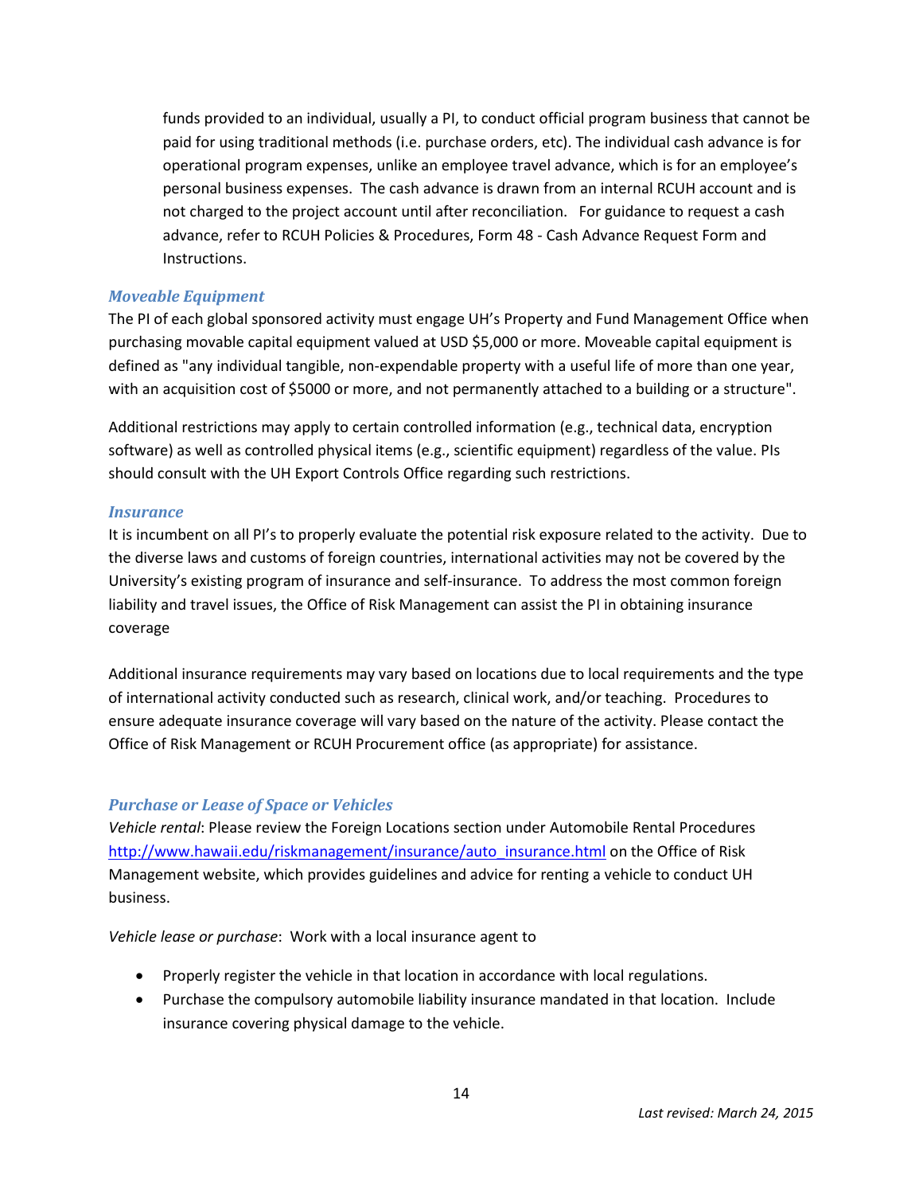funds provided to an individual, usually a PI, to conduct official program business that cannot be paid for using traditional methods (i.e. purchase orders, etc). The individual cash advance is for operational program expenses, unlike an employee travel advance, which is for an employee's personal business expenses. The cash advance is drawn from an internal RCUH account and is not charged to the project account until after reconciliation. For guidance to request a cash advance, refer to RCUH Policies & Procedures, Form 48 - Cash Advance Request Form and Instructions.

### *Moveable Equipment*

The PI of each global sponsored activity must engage UH's Property and Fund Management Office when purchasing movable capital equipment valued at USD $5,000 or more. Moveable capital equipment is defined as "any individual tangible, non-expendable property with a useful life of more than one year, with an acquisition cost of $5000 or more, and not permanently attached to a building or a structure".

Additional restrictions may apply to certain controlled information (e.g., technical data, encryption software) as well as controlled physical items (e.g., scientific equipment) regardless of the value. PIs should consult with the UH Export Controls Office regarding such restrictions.

### *Insurance*

It is incumbent on all PI's to properly evaluate the potential risk exposure related to the activity. Due to the diverse laws and customs of foreign countries, international activities may not be covered by the University's existing program of insurance and self-insurance. To address the most common foreign liability and travel issues, the Office of Risk Management can assist the PI in obtaining insurance coverage

Additional insurance requirements may vary based on locations due to local requirements and the type of international activity conducted such as research, clinical work, and/or teaching. Procedures to ensure adequate insurance coverage will vary based on the nature of the activity. Please contact the Office of Risk Management or RCUH Procurement office (as appropriate) for assistance.

### *Purchase or Lease of Space or Vehicles*

*Vehicle rental*: Please review the Foreign Locations section under Automobile Rental Procedures [http://www.hawaii.edu/riskmanagement/insurance/auto_insurance.html](http://www.hawaii.edu/riskmanagement/insurance/auto_insurance.html) on the Office of Risk Management website, which provides guidelines and advice for renting a vehicle to conduct UH business.

*Vehicle lease or purchase*: Work with a local insurance agent to

- Properly register the vehicle in that location in accordance with local regulations.
- Purchase the compulsory automobile liability insurance mandated in that location. Include insurance covering physical damage to the vehicle.

*Last revised: March 24, 2015*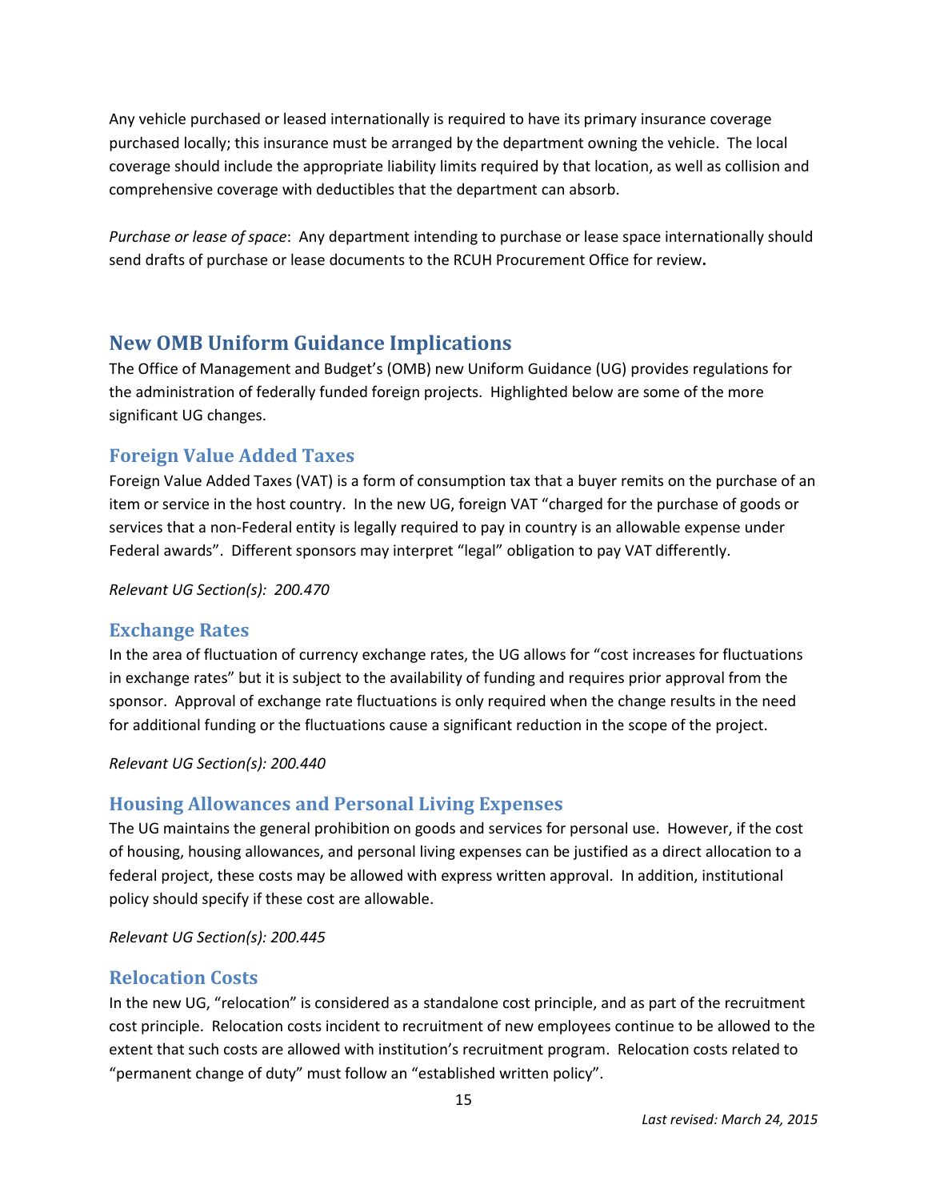Any vehicle purchased or leased internationally is required to have its primary insurance coverage purchased locally; this insurance must be arranged by the department owning the vehicle. The local coverage should include the appropriate liability limits required by that location, as well as collision and comprehensive coverage with deductibles that the department can absorb.

*Purchase or lease of space*: Any department intending to purchase or lease space internationally should send drafts of purchase or lease documents to the RCUH Procurement Office for review**.**

## New OMB Uniform Guidance Implications

The Office of Management and Budget's (OMB) new Uniform Guidance (UG) provides regulations for the administration of federally funded foreign projects. Highlighted below are some of the more significant UG changes.

### Foreign Value Added Taxes

Foreign Value Added Taxes (VAT) is a form of consumption tax that a buyer remits on the purchase of an item or service in the host country. In the new UG, foreign VAT "charged for the purchase of goods or services that a non-Federal entity is legally required to pay in country is an allowable expense under Federal awards". Different sponsors may interpret "legal" obligation to pay VAT differently.

*Relevant UG Section(s): 200.470*

### Exchange Rates

In the area of fluctuation of currency exchange rates, the UG allows for "cost increases for fluctuations in exchange rates" but it is subject to the availability of funding and requires prior approval from the sponsor. Approval of exchange rate fluctuations is only required when the change results in the need for additional funding or the fluctuations cause a significant reduction in the scope of the project.

*Relevant UG Section(s): 200.440*

### Housing Allowances and Personal Living Expenses

The UG maintains the general prohibition on goods and services for personal use. However, if the cost of housing, housing allowances, and personal living expenses can be justified as a direct allocation to a federal project, these costs may be allowed with express written approval. In addition, institutional policy should specify if these cost are allowable.

*Relevant UG Section(s): 200.445*

### Relocation Costs

In the new UG, "relocation" is considered as a standalone cost principle, and as part of the recruitment cost principle. Relocation costs incident to recruitment of new employees continue to be allowed to the extent that such costs are allowed with institution's recruitment program. Relocation costs related to "permanent change of duty" must follow an "established written policy".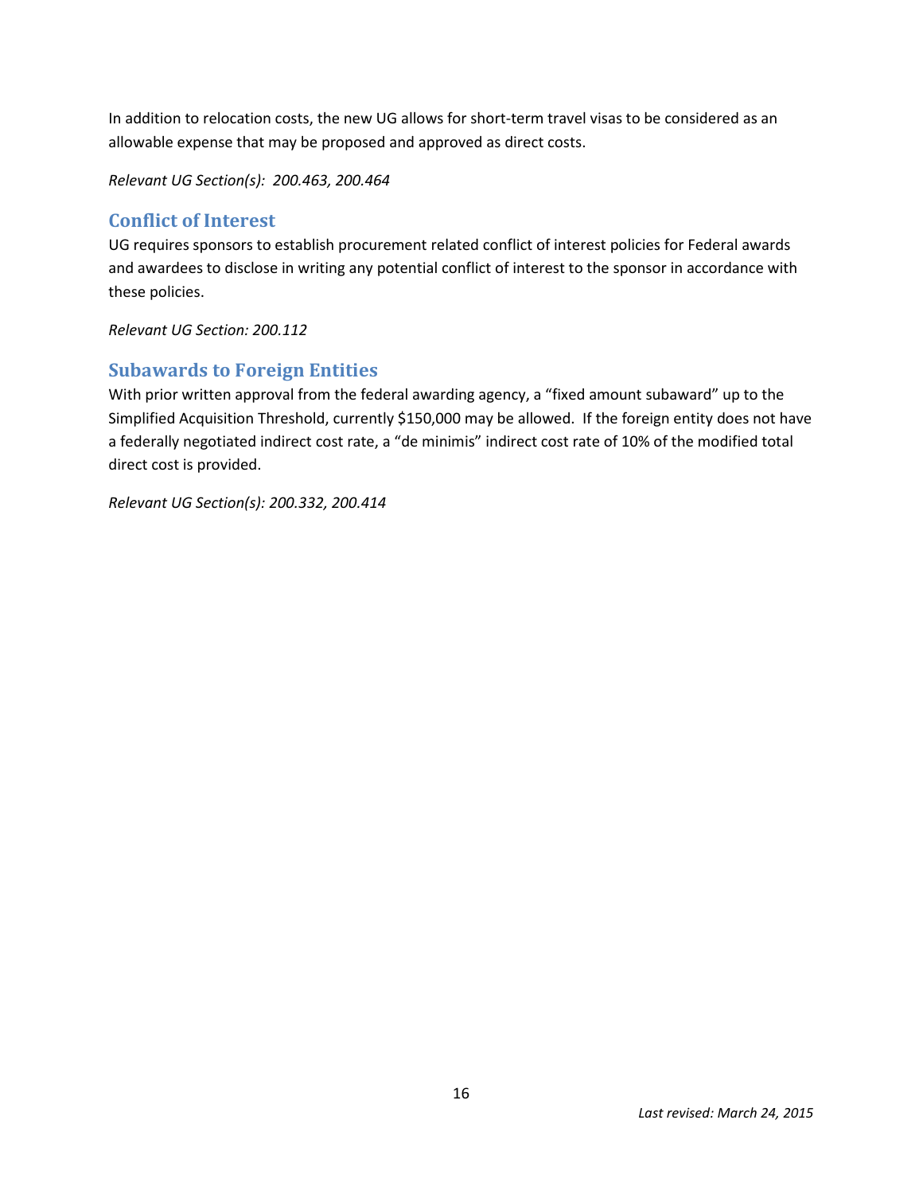In addition to relocation costs, the new UG allows for short-term travel visas to be considered as an allowable expense that may be proposed and approved as direct costs.

*Relevant UG Section(s):  200.463, 200.464*

## Conflict of Interest

UG requires sponsors to establish procurement related conflict of interest policies for Federal awards and awardees to disclose in writing any potential conflict of interest to the sponsor in accordance with these policies.

*Relevant UG Section: 200.112*

## Subawards to Foreign Entities

With prior written approval from the federal awarding agency, a "fixed amount subaward" up to the Simplified Acquisition Threshold, currently $150,000 may be allowed.  If the foreign entity does not have a federally negotiated indirect cost rate, a "de minimis" indirect cost rate of 10% of the modified total direct cost is provided.

*Relevant UG Section(s): 200.332, 200.414*

*Last revised: March 24, 2015*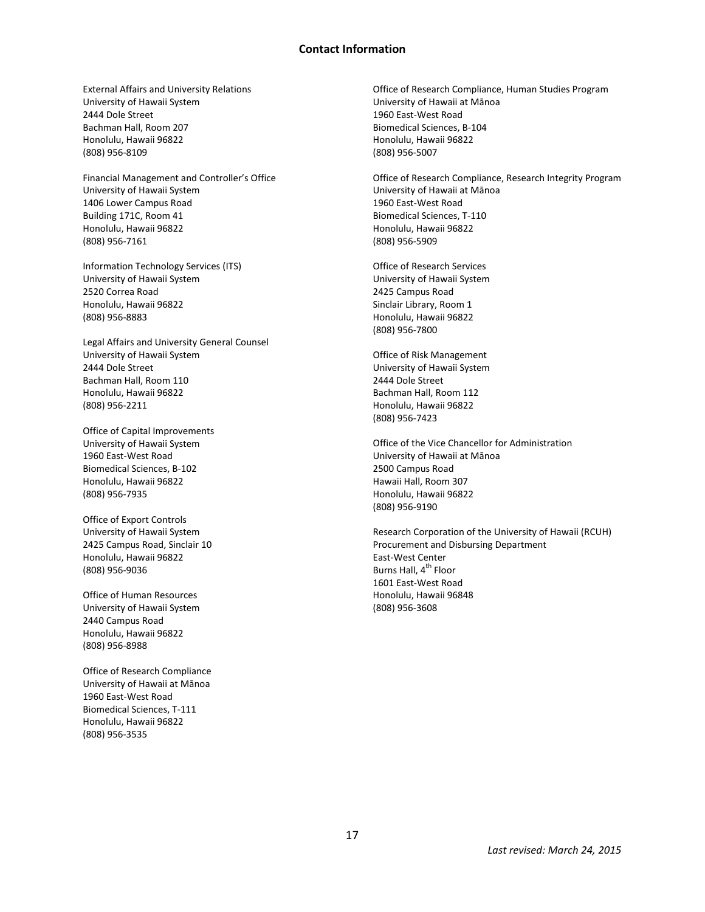## Contact Information

External Affairs and University Relations
University of Hawaii System
2444 Dole Street
Bachman Hall, Room 207
Honolulu, Hawaii 96822
(808) 956-8109

Financial Management and Controller's Office
University of Hawaii System
1406 Lower Campus Road
Building 171C, Room 41
Honolulu, Hawaii 96822
(808) 956-7161

Information Technology Services (ITS)
University of Hawaii System
2520 Correa Road
Honolulu, Hawaii 96822
(808) 956-8883

Legal Affairs and University General Counsel
University of Hawaii System
2444 Dole Street
Bachman Hall, Room 110
Honolulu, Hawaii 96822
(808) 956-2211

Office of Capital Improvements
University of Hawaii System
1960 East-West Road
Biomedical Sciences, B-102
Honolulu, Hawaii 96822
(808) 956-7935

Office of Export Controls
University of Hawaii System
2425 Campus Road, Sinclair 10
Honolulu, Hawaii 96822
(808) 956-9036

Office of Human Resources
University of Hawaii System
2440 Campus Road
Honolulu, Hawaii 96822
(808) 956-8988

Office of Research Compliance
University of Hawaii at Mānoa
1960 East-West Road
Biomedical Sciences, T-111
Honolulu, Hawaii 96822
(808) 956-3535

Office of Research Compliance, Human Studies Program
University of Hawaii at Mānoa
1960 East-West Road
Biomedical Sciences, B-104
Honolulu, Hawaii 96822
(808) 956-5007

Office of Research Compliance, Research Integrity Program
University of Hawaii at Mānoa
1960 East-West Road
Biomedical Sciences, T-110
Honolulu, Hawaii 96822
(808) 956-5909

Office of Research Services
University of Hawaii System
2425 Campus Road
Sinclair Library, Room 1
Honolulu, Hawaii 96822
(808) 956-7800

Office of Risk Management
University of Hawaii System
2444 Dole Street
Bachman Hall, Room 112
Honolulu, Hawaii 96822
(808) 956-7423

Office of the Vice Chancellor for Administration
University of Hawaii at Mānoa
2500 Campus Road
Hawaii Hall, Room 307
Honolulu, Hawaii 96822
(808) 956-9190

Research Corporation of the University of Hawaii (RCUH)
Procurement and Disbursing Department
East-West Center
Burns Hall, 4th Floor
1601 East-West Road
Honolulu, Hawaii 96848
(808) 956-3608

*Last revised: March 24, 2015*